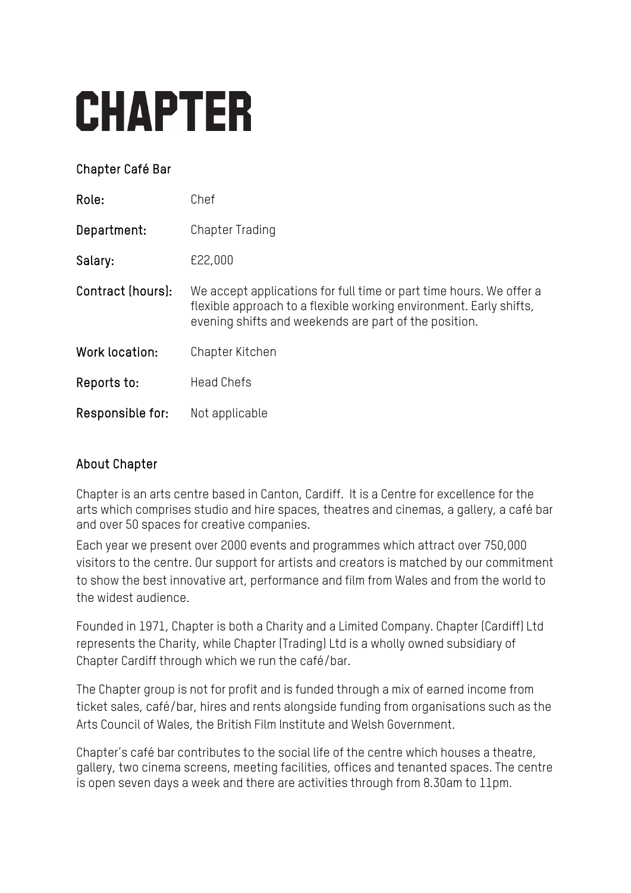# CHAPTER

## Chapter Café Bar

**Role:** Chef

**Department:** Chapter Trading

**Salary:** £22,000

**Contract (hours):** We accept applications for full time or part time hours. We offer a flexible approach to a flexible working environment. Early shifts, evening shifts and weekends are part of the position.

**Work location:** Chapter Kitchen

**Reports to:** Head Chefs

**Responsible for:** Not applicable

## About Chapter

Chapter is an arts centre based in Canton, Cardiff. It is a Centre for excellence for the arts which comprises studio and hire spaces, theatres and cinemas, a gallery, a café bar and over 50 spaces for creative companies.

Each year we present over 2000 events and programmes which attract over 750,000 visitors to the centre. Our support for artists and creators is matched by our commitment to show the best innovative art, performance and film from Wales and from the world to the widest audience.

Founded in 1971, Chapter is both a Charity and a Limited Company. Chapter (Cardiff) Ltd represents the Charity, while Chapter (Trading) Ltd is a wholly owned subsidiary of Chapter Cardiff through which we run the café/bar.

The Chapter group is not for profit and is funded through a mix of earned income from ticket sales, café/bar, hires and rents alongside funding from organisations such as the Arts Council of Wales, the British Film Institute and Welsh Government.

Chapter's café bar contributes to the social life of the centre which houses a theatre, gallery, two cinema screens, meeting facilities, offices and tenanted spaces. The centre is open seven days a week and there are activities through from 8.30am to 11pm.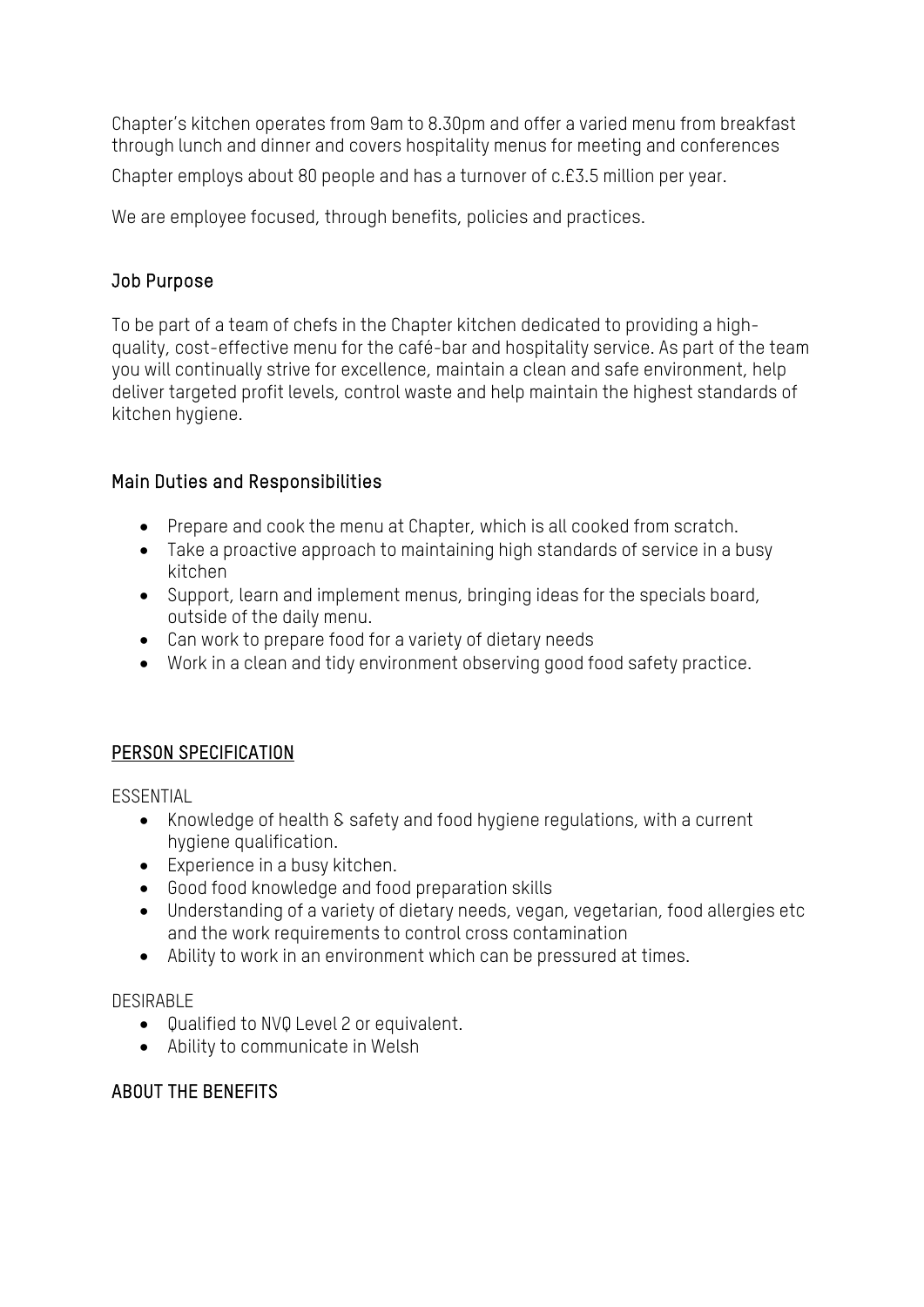Chapter's kitchen operates from 9am to 8.30pm and offer a varied menu from breakfast through lunch and dinner and covers hospitality menus for meeting and conferences

Chapter employs about 80 people and has a turnover of c.£3.5 million per year.

We are employee focused, through benefits, policies and practices.

### Job Purpose

To be part of a team of chefs in the Chapter kitchen dedicated to providing a high-quality, cost-effective menu for the café-bar and hospitality service. As part of the team you will continually strive for excellence, maintain a clean and safe environment, help deliver targeted profit levels, control waste and help maintain the highest standards of kitchen hygiene.

### Main Duties and Responsibilities

- Prepare and cook the menu at Chapter, which is all cooked from scratch.
- Take a proactive approach to maintaining high standards of service in a busy kitchen
- Support, learn and implement menus, bringing ideas for the specials board, outside of the daily menu.
- Can work to prepare food for a variety of dietary needs
- Work in a clean and tidy environment observing good food safety practice.

### PERSON SPECIFICATION

ESSENTIAL

- Knowledge of health & safety and food hygiene regulations, with a current hygiene qualification.
- Experience in a busy kitchen.
- Good food knowledge and food preparation skills
- Understanding of a variety of dietary needs, vegan, vegetarian, food allergies etc and the work requirements to control cross contamination
- Ability to work in an environment which can be pressured at times.

DESIRABLE

- Qualified to NVQ Level 2 or equivalent.
- Ability to communicate in Welsh

### ABOUT THE BENEFITS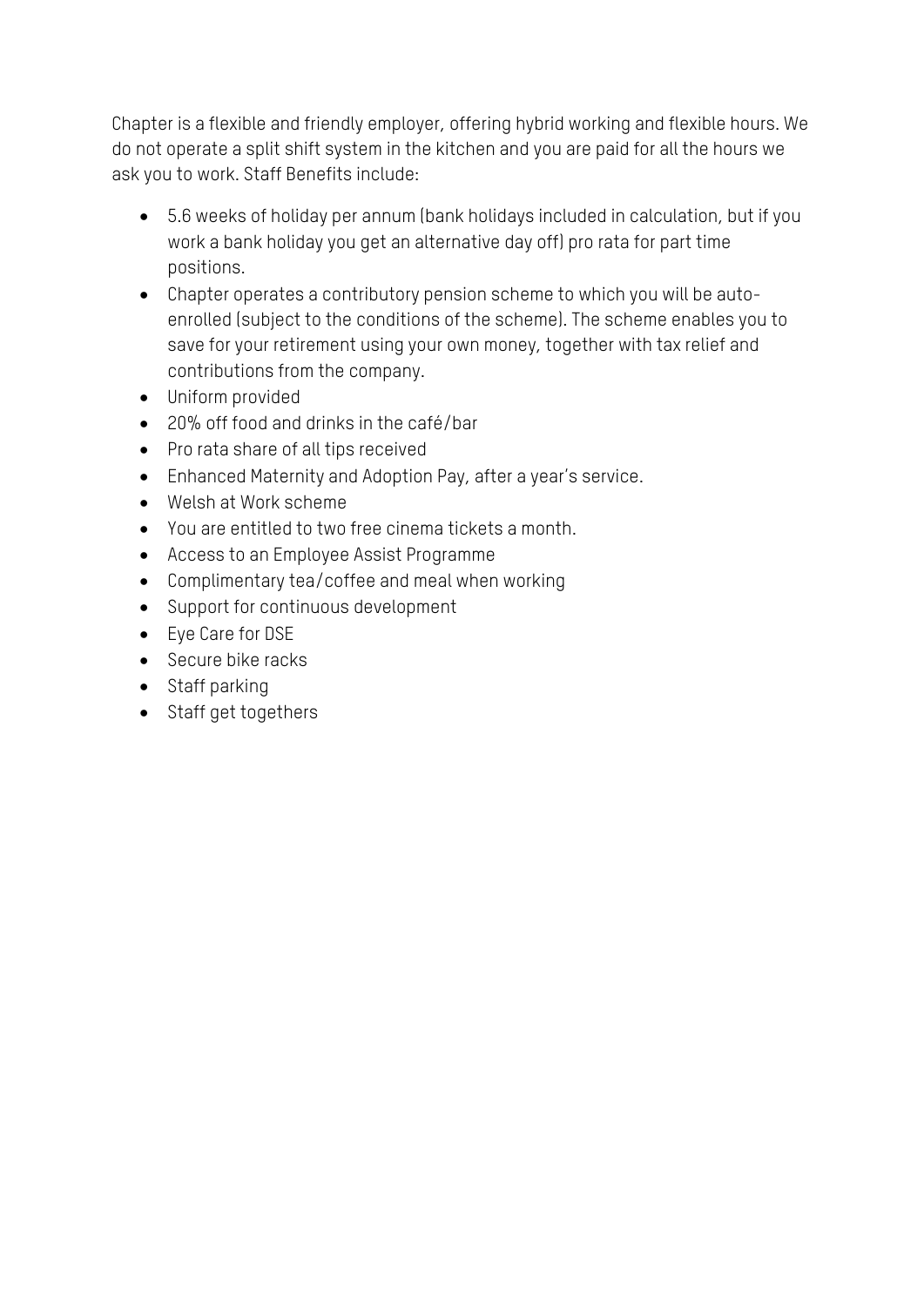Chapter is a flexible and friendly employer, offering hybrid working and flexible hours. We do not operate a split shift system in the kitchen and you are paid for all the hours we ask you to work. Staff Benefits include:

- 5.6 weeks of holiday per annum (bank holidays included in calculation, but if you work a bank holiday you get an alternative day off) pro rata for part time positions.
- Chapter operates a contributory pension scheme to which you will be auto-enrolled (subject to the conditions of the scheme). The scheme enables you to save for your retirement using your own money, together with tax relief and contributions from the company.
- Uniform provided
- 20% off food and drinks in the café/bar
- Pro rata share of all tips received
- Enhanced Maternity and Adoption Pay, after a year's service.
- Welsh at Work scheme
- You are entitled to two free cinema tickets a month.
- Access to an Employee Assist Programme
- Complimentary tea/coffee and meal when working
- Support for continuous development
- Eye Care for DSE
- Secure bike racks
- Staff parking
- Staff get togethers